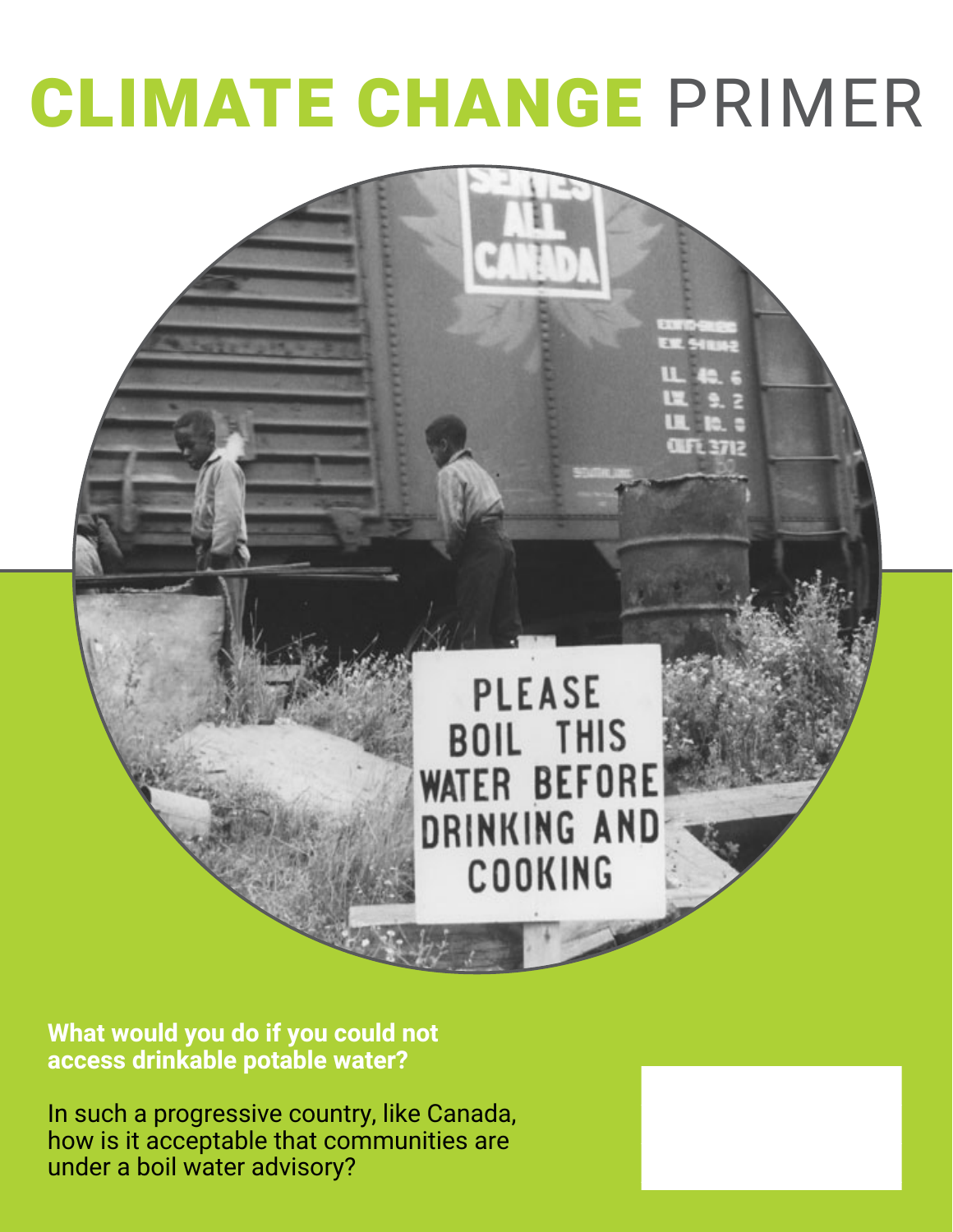# CLIMATE CHANGE PRIMER

**What would you do if you could not access drinkable potable water?**

In such a progressive country, like Canada, how is it acceptable that communities are under a boil water advisory?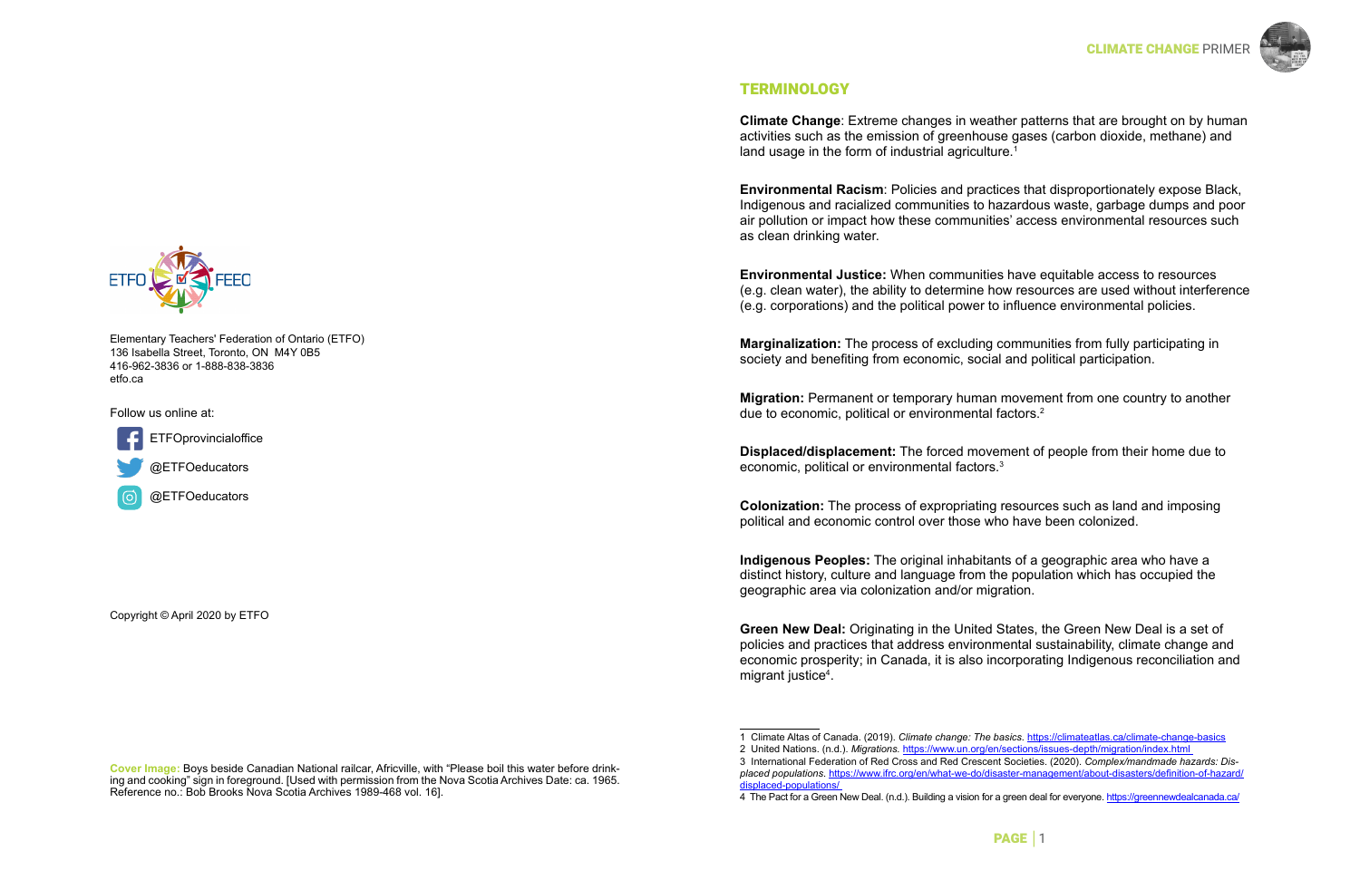Elementary Teachers' Federation of Ontario (ETFO)
136 Isabella Street, Toronto, ON M4Y 0B5
416-962-3836 or 1-888-838-3836
etfo.ca

Follow us online at:

ETFOprovincialoffice

@ETFOeducators

@ETFOeducators

Copyright © April 2020 by ETFO

**Cover Image:** Boys beside Canadian National railcar, Africville, with "Please boil this water before drinking and cooking" sign in foreground. [Used with permission from the Nova Scotia Archives Date: ca. 1965. Reference no.: Bob Brooks Nova Scotia Archives 1989-468 vol. 16].

## TERMINOLOGY

**Climate Change**: Extreme changes in weather patterns that are brought on by human activities such as the emission of greenhouse gases (carbon dioxide, methane) and land usage in the form of industrial agriculture.[1]

**Environmental Racism**: Policies and practices that disproportionately expose Black, Indigenous and racialized communities to hazardous waste, garbage dumps and poor air pollution or impact how these communities' access environmental resources such as clean drinking water.

**Environmental Justice:** When communities have equitable access to resources (e.g. clean water), the ability to determine how resources are used without interference (e.g. corporations) and the political power to influence environmental policies.

**Marginalization:** The process of excluding communities from fully participating in society and benefiting from economic, social and political participation.

**Migration:** Permanent or temporary human movement from one country to another due to economic, political or environmental factors.[2]

**Displaced/displacement:** The forced movement of people from their home due to economic, political or environmental factors.[3]

**Colonization:** The process of expropriating resources such as land and imposing political and economic control over those who have been colonized.

**Indigenous Peoples:** The original inhabitants of a geographic area who have a distinct history, culture and language from the population which has occupied the geographic area via colonization and/or migration.

**Green New Deal:** Originating in the United States, the Green New Deal is a set of policies and practices that address environmental sustainability, climate change and economic prosperity; in Canada, it is also incorporating Indigenous reconciliation and migrant justice[4].

---

1 Climate Altas of Canada. (2019). *Climate change: The basics*. https://climateatlas.ca/climate-change-basics

2 United Nations. (n.d.). *Migrations*. https://www.un.org/en/sections/issues-depth/migration/index.html

3 International Federation of Red Cross and Red Crescent Societies. (2020). *Complex/mandmade hazards: Displaced populations*. https://www.ifrc.org/en/what-we-do/disaster-management/about-disasters/definition-of-hazard/displaced-populations/

4 The Pact for a Green New Deal. (n.d.). Building a vision for a green deal for everyone. https://greennewdealcanada.ca/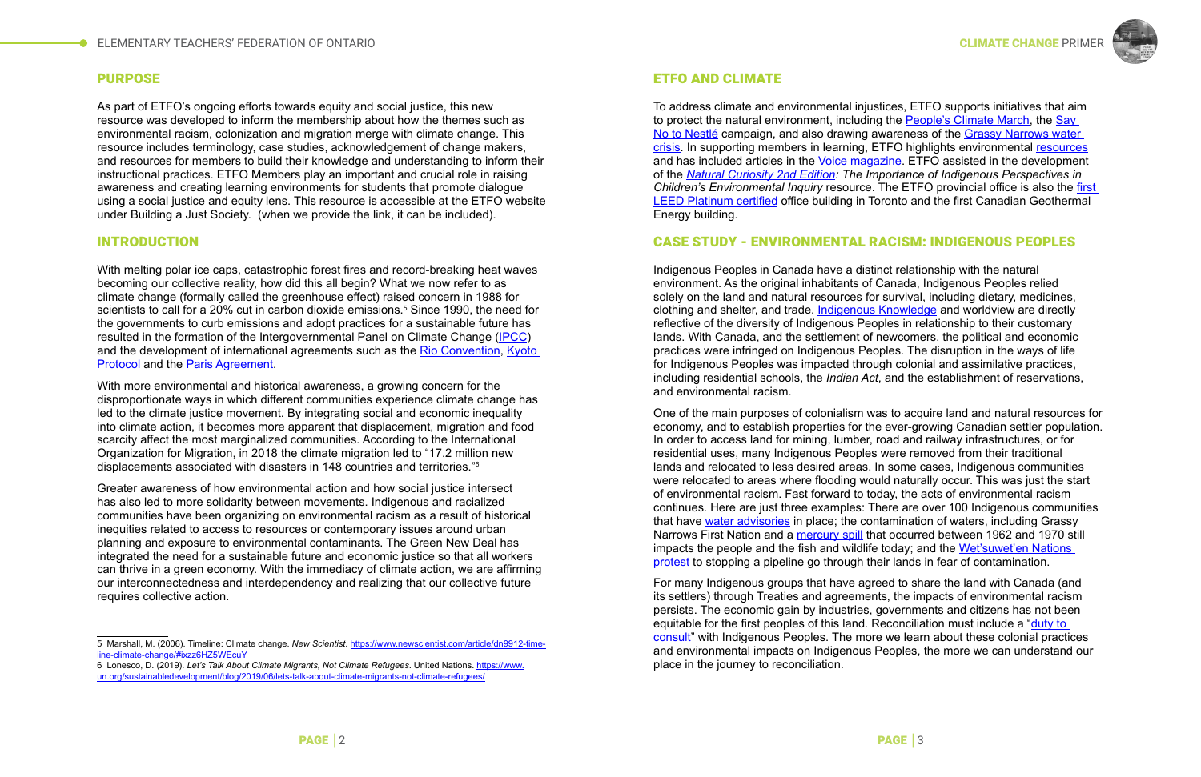## PURPOSE

As part of ETFO's ongoing efforts towards equity and social justice, this new resource was developed to inform the membership about how the themes such as environmental racism, colonization and migration merge with climate change. This resource includes terminology, case studies, acknowledgement of change makers, and resources for members to build their knowledge and understanding to inform their instructional practices. ETFO Members play an important and crucial role in raising awareness and creating learning environments for students that promote dialogue using a social justice and equity lens. This resource is accessible at the ETFO website under Building a Just Society. (when we provide the link, it can be included).

## INTRODUCTION

With melting polar ice caps, catastrophic forest fires and record-breaking heat waves becoming our collective reality, how did this all begin? What we now refer to as climate change (formally called the greenhouse effect) raised concern in 1988 for scientists to call for a 20% cut in carbon dioxide emissions.[5] Since 1990, the need for the governments to curb emissions and adopt practices for a sustainable future has resulted in the formation of the Intergovernmental Panel on Climate Change (IPCC) and the development of international agreements such as the Rio Convention, Kyoto Protocol and the Paris Agreement.

With more environmental and historical awareness, a growing concern for the disproportionate ways in which different communities experience climate change has led to the climate justice movement. By integrating social and economic inequality into climate action, it becomes more apparent that displacement, migration and food scarcity affect the most marginalized communities. According to the International Organization for Migration, in 2018 the climate migration led to "17.2 million new displacements associated with disasters in 148 countries and territories."[6]

Greater awareness of how environmental action and how social justice intersect has also led to more solidarity between movements. Indigenous and racialized communities have been organizing on environmental racism as a result of historical inequities related to access to resources or contemporary issues around urban planning and exposure to environmental contaminants. The Green New Deal has integrated the need for a sustainable future and economic justice so that all workers can thrive in a green economy. With the immediacy of climate action, we are affirming our interconnectedness and interdependency and realizing that our collective future requires collective action.

5 Marshall, M. (2006). Timeline: Climate change. *New Scientist*. https://www.newscientist.com/article/dn9912-time-line-climate-change/#ixzz6HZ5WEcuY

6 Lonesco, D. (2019). *Let's Talk About Climate Migrants, Not Climate Refugees*. United Nations. https://www.un.org/sustainabledevelopment/blog/2019/06/lets-talk-about-climate-migrants-not-climate-refugees/

## ETFO AND CLIMATE

To address climate and environmental injustices, ETFO supports initiatives that aim to protect the natural environment, including the People's Climate March, the Say No to Nestlé campaign, and also drawing awareness of the Grassy Narrows water crisis. In supporting members in learning, ETFO highlights environmental resources and has included articles in the Voice magazine. ETFO assisted in the development of the *Natural Curiosity 2nd Edition: The Importance of Indigenous Perspectives in Children's Environmental Inquiry* resource. The ETFO provincial office is also the first LEED Platinum certified office building in Toronto and the first Canadian Geothermal Energy building.

## CASE STUDY - ENVIRONMENTAL RACISM: INDIGENOUS PEOPLES

Indigenous Peoples in Canada have a distinct relationship with the natural environment. As the original inhabitants of Canada, Indigenous Peoples relied solely on the land and natural resources for survival, including dietary, medicines, clothing and shelter, and trade. Indigenous Knowledge and worldview are directly reflective of the diversity of Indigenous Peoples in relationship to their customary lands. With Canada, and the settlement of newcomers, the political and economic practices were infringed on Indigenous Peoples. The disruption in the ways of life for Indigenous Peoples was impacted through colonial and assimilative practices, including residential schools, the *Indian Act*, and the establishment of reservations, and environmental racism.

One of the main purposes of colonialism was to acquire land and natural resources for economy, and to establish properties for the ever-growing Canadian settler population. In order to access land for mining, lumber, road and railway infrastructures, or for residential uses, many Indigenous Peoples were removed from their traditional lands and relocated to less desired areas. In some cases, Indigenous communities were relocated to areas where flooding would naturally occur. This was just the start of environmental racism. Fast forward to today, the acts of environmental racism continues. Here are just three examples: There are over 100 Indigenous communities that have water advisories in place; the contamination of waters, including Grassy Narrows First Nation and a mercury spill that occurred between 1962 and 1970 still impacts the people and the fish and wildlife today; and the Wet'suwet'en Nations protest to stopping a pipeline go through their lands in fear of contamination.

For many Indigenous groups that have agreed to share the land with Canada (and its settlers) through Treaties and agreements, the impacts of environmental racism persists. The economic gain by industries, governments and citizens has not been equitable for the first peoples of this land. Reconciliation must include a "duty to consult" with Indigenous Peoples. The more we learn about these colonial practices and environmental impacts on Indigenous Peoples, the more we can understand our place in the journey to reconciliation.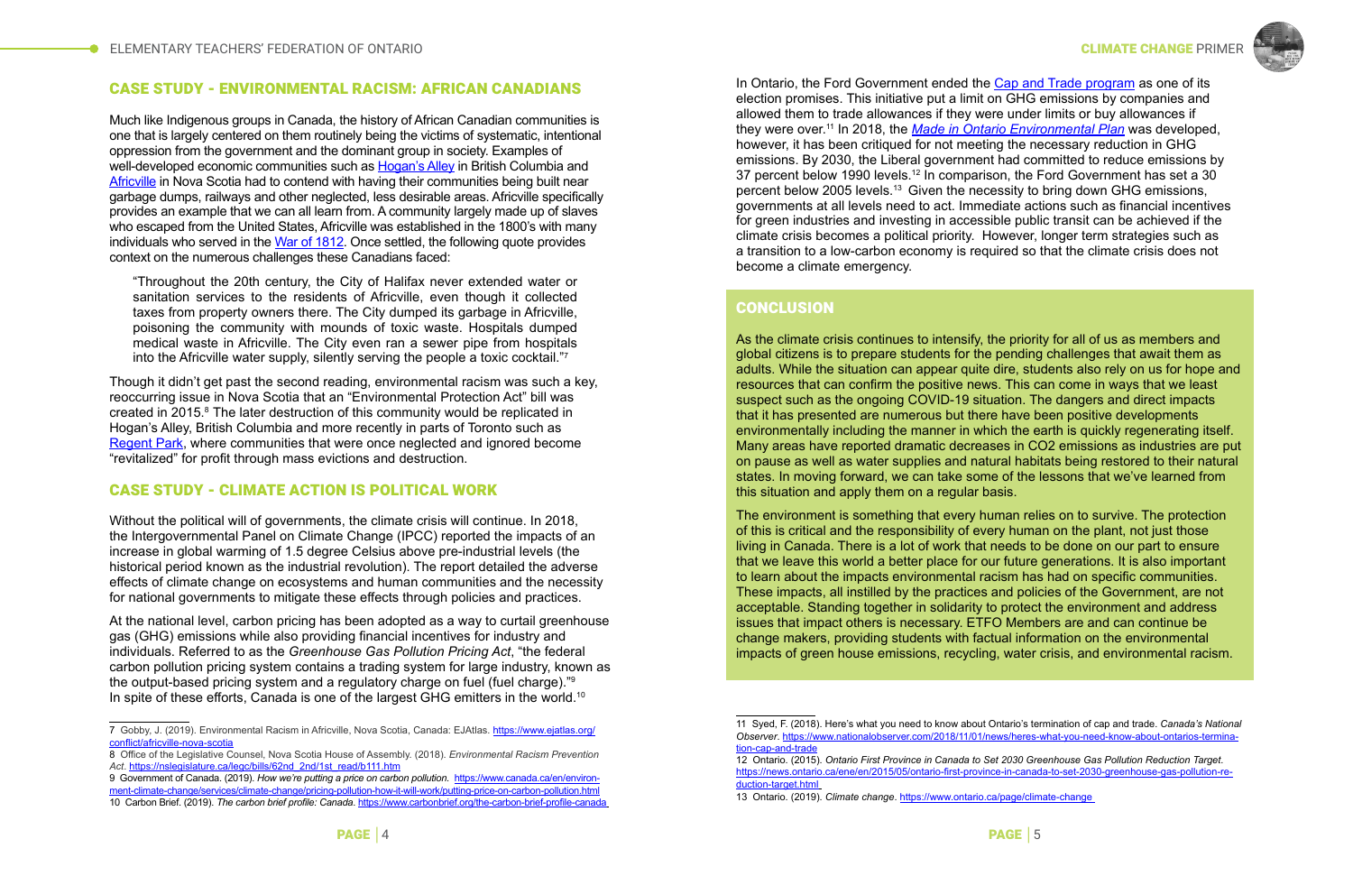## CASE STUDY - ENVIRONMENTAL RACISM: AFRICAN CANADIANS

Much like Indigenous groups in Canada, the history of African Canadian communities is one that is largely centered on them routinely being the victims of systematic, intentional oppression from the government and the dominant group in society. Examples of well-developed economic communities such as Hogan's Alley in British Columbia and Africville in Nova Scotia had to contend with having their communities being built near garbage dumps, railways and other neglected, less desirable areas. Africville specifically provides an example that we can all learn from. A community largely made up of slaves who escaped from the United States, Africville was established in the 1800's with many individuals who served in the War of 1812. Once settled, the following quote provides context on the numerous challenges these Canadians faced:

> "Throughout the 20th century, the City of Halifax never extended water or sanitation services to the residents of Africville, even though it collected taxes from property owners there. The City dumped its garbage in Africville, poisoning the community with mounds of toxic waste. Hospitals dumped medical waste in Africville. The City even ran a sewer pipe from hospitals into the Africville water supply, silently serving the people a toxic cocktail."[7]

Though it didn't get past the second reading, environmental racism was such a key, reoccurring issue in Nova Scotia that an "Environmental Protection Act" bill was created in 2015.[8] The later destruction of this community would be replicated in Hogan's Alley, British Columbia and more recently in parts of Toronto such as Regent Park, where communities that were once neglected and ignored become "revitalized" for profit through mass evictions and destruction.

## CASE STUDY - CLIMATE ACTION IS POLITICAL WORK

Without the political will of governments, the climate crisis will continue. In 2018, the Intergovernmental Panel on Climate Change (IPCC) reported the impacts of an increase in global warming of 1.5 degree Celsius above pre-industrial levels (the historical period known as the industrial revolution). The report detailed the adverse effects of climate change on ecosystems and human communities and the necessity for national governments to mitigate these effects through policies and practices.

At the national level, carbon pricing has been adopted as a way to curtail greenhouse gas (GHG) emissions while also providing financial incentives for industry and individuals. Referred to as the *Greenhouse Gas Pollution Pricing Act*, "the federal carbon pollution pricing system contains a trading system for large industry, known as the output-based pricing system and a regulatory charge on fuel (fuel charge)."[9] In spite of these efforts, Canada is one of the largest GHG emitters in the world.[10]

In Ontario, the Ford Government ended the Cap and Trade program as one of its election promises. This initiative put a limit on GHG emissions by companies and allowed them to trade allowances if they were under limits or buy allowances if they were over.[11] In 2018, the *Made in Ontario Environmental Plan* was developed, however, it has been critiqued for not meeting the necessary reduction in GHG emissions. By 2030, the Liberal government had committed to reduce emissions by 37 percent below 1990 levels.[12] In comparison, the Ford Government has set a 30 percent below 2005 levels.[13] Given the necessity to bring down GHG emissions, governments at all levels need to act. Immediate actions such as financial incentives for green industries and investing in accessible public transit can be achieved if the climate crisis becomes a political priority. However, longer term strategies such as a transition to a low-carbon economy is required so that the climate crisis does not become a climate emergency.

## CONCLUSION

As the climate crisis continues to intensify, the priority for all of us as members and global citizens is to prepare students for the pending challenges that await them as adults. While the situation can appear quite dire, students also rely on us for hope and resources that can confirm the positive news. This can come in ways that we least suspect such as the ongoing COVID-19 situation. The dangers and direct impacts that it has presented are numerous but there have been positive developments environmentally including the manner in which the earth is quickly regenerating itself. Many areas have reported dramatic decreases in $CO_2$ emissions as industries are put on pause as well as water supplies and natural habitats being restored to their natural states. In moving forward, we can take some of the lessons that we've learned from this situation and apply them on a regular basis.

The environment is something that every human relies on to survive. The protection of this is critical and the responsibility of every human on the plant, not just those living in Canada. There is a lot of work that needs to be done on our part to ensure that we leave this world a better place for our future generations. It is also important to learn about the impacts environmental racism has had on specific communities. These impacts, all instilled by the practices and policies of the Government, are not acceptable. Standing together in solidarity to protect the environment and address issues that impact others is necessary. ETFO Members are and can continue be change makers, providing students with factual information on the environmental impacts of green house emissions, recycling, water crisis, and environmental racism.

---

7 Gobby, J. (2019). Environmental Racism in Africville, Nova Scotia, Canada: EJAtlas. https://www.ejatlas.org/conflict/africville-nova-scotia

8 Office of the Legislative Counsel, Nova Scotia House of Assembly. (2018). *Environmental Racism Prevention Act*. https://nslegislature.ca/legc/bills/62nd_2nd/1st_read/b111.htm

9 Government of Canada. (2019). *How we're putting a price on carbon pollution.* https://www.canada.ca/en/environment-climate-change/services/climate-change/pricing-pollution-how-it-will-work/putting-price-on-carbon-pollution.html

10 Carbon Brief. (2019). *The carbon brief profile: Canada*. https://www.carbonbrief.org/the-carbon-brief-profile-canada

11 Syed, F. (2018). Here's what you need to know about Ontario's termination of cap and trade. *Canada's National Observer*. https://www.nationalobserver.com/2018/11/01/news/heres-what-you-need-know-about-ontarios-termination-cap-and-trade

12 Ontario. (2015). *Ontario First Province in Canada to Set 2030 Greenhouse Gas Pollution Reduction Target*. https://news.ontario.ca/ene/en/2015/05/ontario-first-province-in-canada-to-set-2030-greenhouse-gas-pollution-reduction-target.html

13 Ontario. (2019). *Climate change*. https://www.ontario.ca/page/climate-change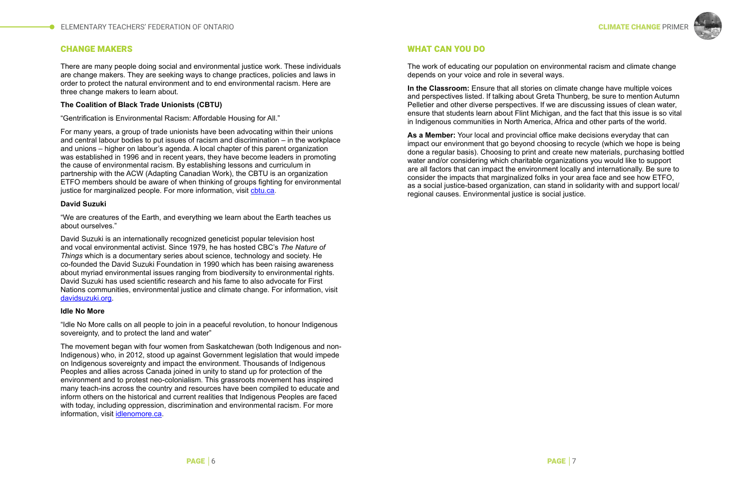## CHANGE MAKERS

There are many people doing social and environmental justice work. These individuals are change makers. They are seeking ways to change practices, policies and laws in order to protect the natural environment and to end environmental racism. Here are three change makers to learn about.

### The Coalition of Black Trade Unionists (CBTU)

"Gentrification is Environmental Racism: Affordable Housing for All."

For many years, a group of trade unionists have been advocating within their unions and central labour bodies to put issues of racism and discrimination – in the workplace and unions – higher on labour's agenda. A local chapter of this parent organization was established in 1996 and in recent years, they have become leaders in promoting the cause of environmental racism. By establishing lessons and curriculum in partnership with the ACW (Adapting Canadian Work), the CBTU is an organization ETFO members should be aware of when thinking of groups fighting for environmental justice for marginalized people. For more information, visit cbtu.ca.

### David Suzuki

"We are creatures of the Earth, and everything we learn about the Earth teaches us about ourselves."

David Suzuki is an internationally recognized geneticist popular television host and vocal environmental activist. Since 1979, he has hosted CBC's *The Nature of Things* which is a documentary series about science, technology and society. He co-founded the David Suzuki Foundation in 1990 which has been raising awareness about myriad environmental issues ranging from biodiversity to environmental rights. David Suzuki has used scientific research and his fame to also advocate for First Nations communities, environmental justice and climate change. For information, visit davidsuzuki.org.

### Idle No More

"Idle No More calls on all people to join in a peaceful revolution, to honour Indigenous sovereignty, and to protect the land and water"

The movement began with four women from Saskatchewan (both Indigenous and non-Indigenous) who, in 2012, stood up against Government legislation that would impede on Indigenous sovereignty and impact the environment. Thousands of Indigenous Peoples and allies across Canada joined in unity to stand up for protection of the environment and to protest neo-colonialism. This grassroots movement has inspired many teach-ins across the country and resources have been compiled to educate and inform others on the historical and current realities that Indigenous Peoples are faced with today, including oppression, discrimination and environmental racism. For more information, visit idlenomore.ca.

## WHAT CAN YOU DO

The work of educating our population on environmental racism and climate change depends on your voice and role in several ways.

**In the Classroom:** Ensure that all stories on climate change have multiple voices and perspectives listed. If talking about Greta Thunberg, be sure to mention Autumn Pelletier and other diverse perspectives. If we are discussing issues of clean water, ensure that students learn about Flint Michigan, and the fact that this issue is so vital in Indigenous communities in North America, Africa and other parts of the world.

**As a Member:** Your local and provincial office make decisions everyday that can impact our environment that go beyond choosing to recycle (which we hope is being done a regular basis). Choosing to print and create new materials, purchasing bottled water and/or considering which charitable organizations you would like to support are all factors that can impact the environment locally and internationally. Be sure to consider the impacts that marginalized folks in your area face and see how ETFO, as a social justice-based organization, can stand in solidarity with and support local/regional causes. Environmental justice is social justice.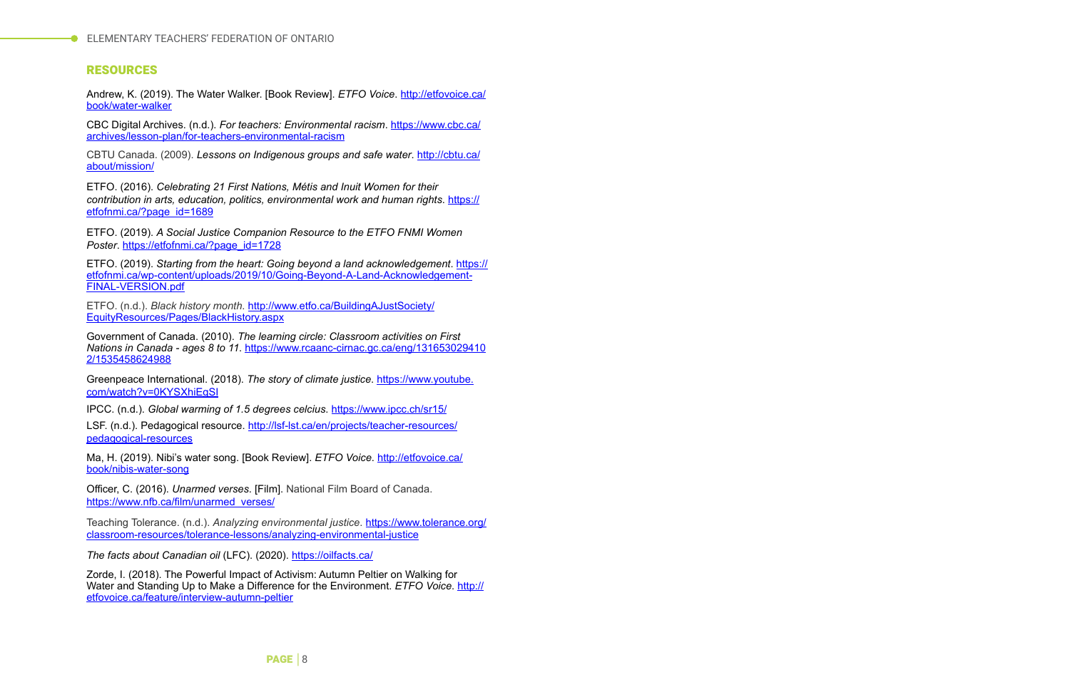## RESOURCES

Andrew, K. (2019). The Water Walker. [Book Review]. *ETFO Voice*. http://etfovoice.ca/book/water-walker

CBC Digital Archives. (n.d.). *For teachers: Environmental racism*. https://www.cbc.ca/archives/lesson-plan/for-teachers-environmental-racism

CBTU Canada. (2009). *Lessons on Indigenous groups and safe water*. http://cbtu.ca/about/mission/

ETFO. (2016). *Celebrating 21 First Nations, Métis and Inuit Women for their contribution in arts, education, politics, environmental work and human rights*. https://etfofnmi.ca/?page_id=1689

ETFO. (2019). *A Social Justice Companion Resource to the ETFO FNMI Women Poster*. https://etfofnmi.ca/?page_id=1728

ETFO. (2019). *Starting from the heart: Going beyond a land acknowledgement*. https://etfofnmi.ca/wp-content/uploads/2019/10/Going-Beyond-A-Land-Acknowledgement-FINAL-VERSION.pdf

ETFO. (n.d.). *Black history month*. http://www.etfo.ca/BuildingAJustSociety/EquityResources/Pages/BlackHistory.aspx

Government of Canada. (2010). *The learning circle: Classroom activities on First Nations in Canada - ages 8 to 11*. https://www.rcaanc-cirnac.gc.ca/eng/1316530294102/1535458624988

Greenpeace International. (2018). *The story of climate justice*. https://www.youtube.com/watch?v=0KYSXhiEqSI

IPCC. (n.d.). *Global warming of 1.5 degrees celcius*. https://www.ipcc.ch/sr15/

LSF. (n.d.). Pedagogical resource. http://lsf-lst.ca/en/projects/teacher-resources/pedagogical-resources

Ma, H. (2019). Nibi's water song. [Book Review]. *ETFO Voice*. http://etfovoice.ca/book/nibis-water-song

Officer, C. (2016). *Unarmed verses*. [Film]. National Film Board of Canada. https://www.nfb.ca/film/unarmed_verses/

Teaching Tolerance. (n.d.). *Analyzing environmental justice*. https://www.tolerance.org/classroom-resources/tolerance-lessons/analyzing-environmental-justice

*The facts about Canadian oil* (LFC). (2020). https://oilfacts.ca/

Zorde, I. (2018). The Powerful Impact of Activism: Autumn Peltier on Walking for Water and Standing Up to Make a Difference for the Environment. *ETFO Voice*. http://etfovoice.ca/feature/interview-autumn-peltier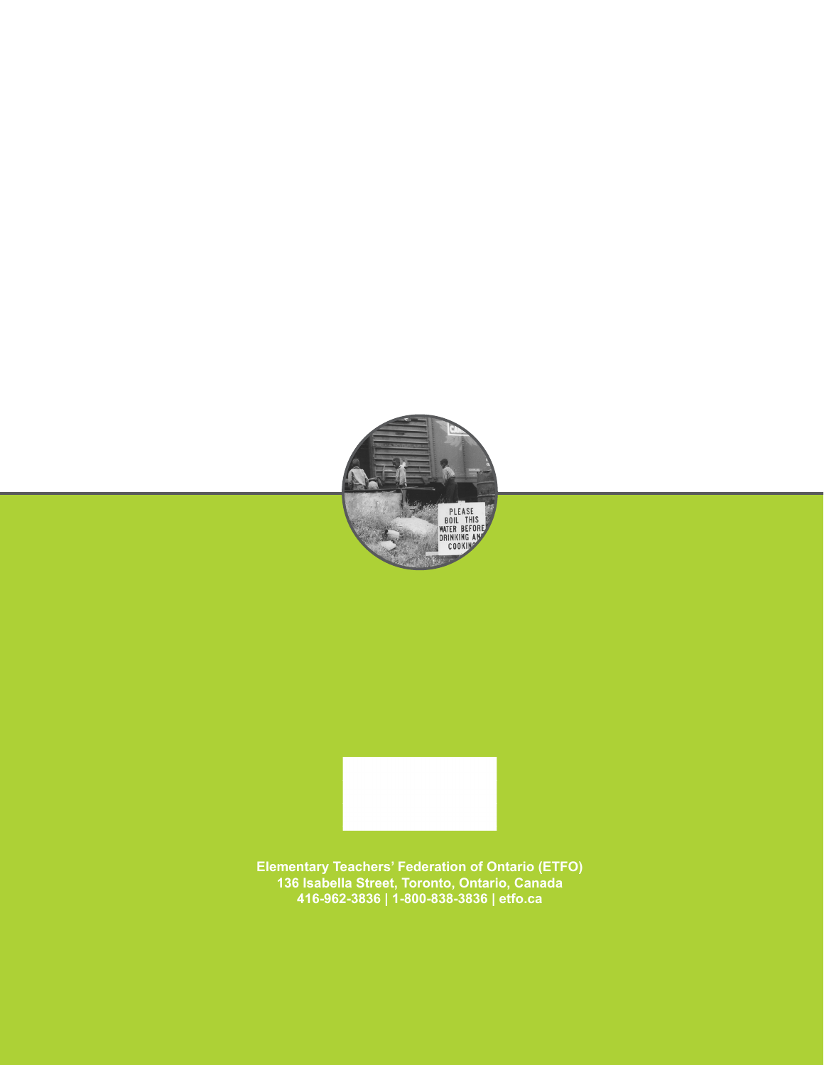**Elementary Teachers' Federation of Ontario (ETFO)**
**136 Isabella Street, Toronto, Ontario, Canada**
**416-962-3836 | 1-800-838-3836 | etfo.ca**